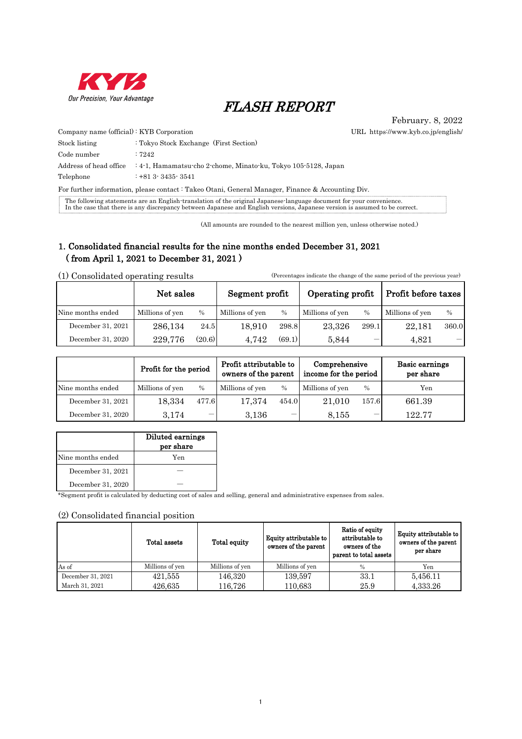KYB
Our Precision, Your Advantage

# FLASH REPORT

February. 8, 2022

Company name (official) : KYB Corporation　　URL https://www.kyb.co.jp/english/

Stock listing : Tokyo Stock Exchange (First Section)

Code number : 7242

Address of head office : 4-1, Hamamatsu-cho 2-chome, Minato-ku, Tokyo 105-5128, Japan

Telephone : +81 3- 3435- 3541

For further information, please contact : Takeo Otani, General Manager, Finance & Accounting Div.

The following statements are an English-translation of the original Japanese-language document for your convenience.
In the case that there is any discrepancy between Japanese and English versions, Japanese version is assumed to be correct.

(All amounts are rounded to the nearest million yen, unless otherwise noted.)

## 1. Consolidated financial results for the nine months ended December 31, 2021 ( from April 1, 2021 to December 31, 2021 )

### (1) Consolidated operating results

(Percentages indicate the change of the same period of the previous year)

| | Net sales | | Segment profit | | Operating profit | | Profit before taxes | |
|---|---|---|---|---|---|---|---|---|
| Nine months ended | Millions of yen | % | Millions of yen | % | Millions of yen | % | Millions of yen | % |
| December 31, 2021 | 286,134 | 24.5 | 18,910 | 298.8 | 23,326 | 299.1 | 22,181 | 360.0 |
| December 31, 2020 | 229,776 | (20.6) | 4,742 | (69.1) | 5,844 | ― | 4,821 | ― |

| | Profit for the period | | Profit attributable to owners of the parent | | Comprehensive income for the period | | Basic earnings per share |
|---|---|---|---|---|---|---|---|
| Nine months ended | Millions of yen | % | Millions of yen | % | Millions of yen | % | Yen |
| December 31, 2021 | 18,334 | 477.6 | 17,374 | 454.0 | 21,010 | 157.6 | 661.39 |
| December 31, 2020 | 3,174 | ― | 3,136 | ― | 8,155 | ― | 122.77 |

| | Diluted earnings per share |
|---|---|
| Nine months ended | Yen |
| December 31, 2021 | ― |
| December 31, 2020 | ― |

*Segment profit is calculated by deducting cost of sales and selling, general and administrative expenses from sales.

### (2) Consolidated financial position

| | Total assets | Total equity | Equity attributable to owners of the parent | Ratio of equity attributable to owners of the parent to total assets | Equity attributable to owners of the parent per share |
|---|---|---|---|---|---|
| As of | Millions of yen | Millions of yen | Millions of yen | % | Yen |
| December 31, 2021 | 421,555 | 146,320 | 139,597 | 33.1 | 5,456.11 |
| March 31, 2021 | 426,635 | 116,726 | 110,683 | 25.9 | 4,333.26 |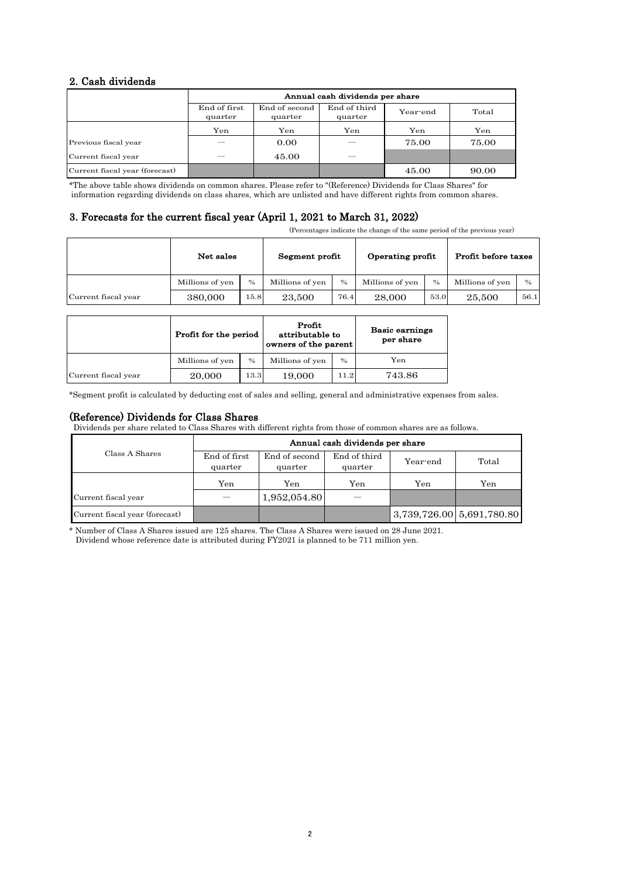## 2. Cash dividends

| | Annual cash dividends per share | | | | |
|---|---|---|---|---|---|
| | End of first quarter | End of second quarter | End of third quarter | Year-end | Total |
| | Yen | Yen | Yen | Yen | Yen |
| Previous fiscal year | — | 0.00 | — | 75.00 | 75.00 |
| Current fiscal year | — | 45.00 | — | | |
| Current fiscal year (forecast) | | | | 45.00 | 90.00 |

*The above table shows dividends on common shares. Please refer to "(Reference) Dividends for Class Shares" for information regarding dividends on class shares, which are unlisted and have different rights from common shares.

## 3. Forecasts for the current fiscal year (April 1, 2021 to March 31, 2022)

(Percentages indicate the change of the same period of the previous year)

| | Net sales | | Segment profit | | Operating profit | | Profit before taxes | |
|---|---|---|---|---|---|---|---|---|
| | Millions of yen | % | Millions of yen | % | Millions of yen | % | Millions of yen | % |
| Current fiscal year | 380,000 | 15.8 | 23,500 | 76.4 | 28,000 | 53.0 | 25,500 | 56.1 |

| | Profit for the period | | Profit attributable to owners of the parent | | Basic earnings per share |
|---|---|---|---|---|---|
| | Millions of yen | % | Millions of yen | % | Yen |
| Current fiscal year | 20,000 | 13.3 | 19,000 | 11.2 | 743.86 |

*Segment profit is calculated by deducting cost of sales and selling, general and administrative expenses from sales.

## (Reference) Dividends for Class Shares

Dividends per share related to Class Shares with different rights from those of common shares are as follows.

| Class A Shares | Annual cash dividends per share | | | | |
|---|---|---|---|---|---|
| | End of first quarter | End of second quarter | End of third quarter | Year-end | Total |
| | Yen | Yen | Yen | Yen | Yen |
| Current fiscal year | — | 1,952,054.80 | — | | |
| Current fiscal year (forecast) | | | | 3,739,726.00 | 5,691,780.80 |

* Number of Class A Shares issued are 125 shares. The Class A Shares were issued on 28 June 2021.
Dividend whose reference date is attributed during FY2021 is planned to be 711 million yen.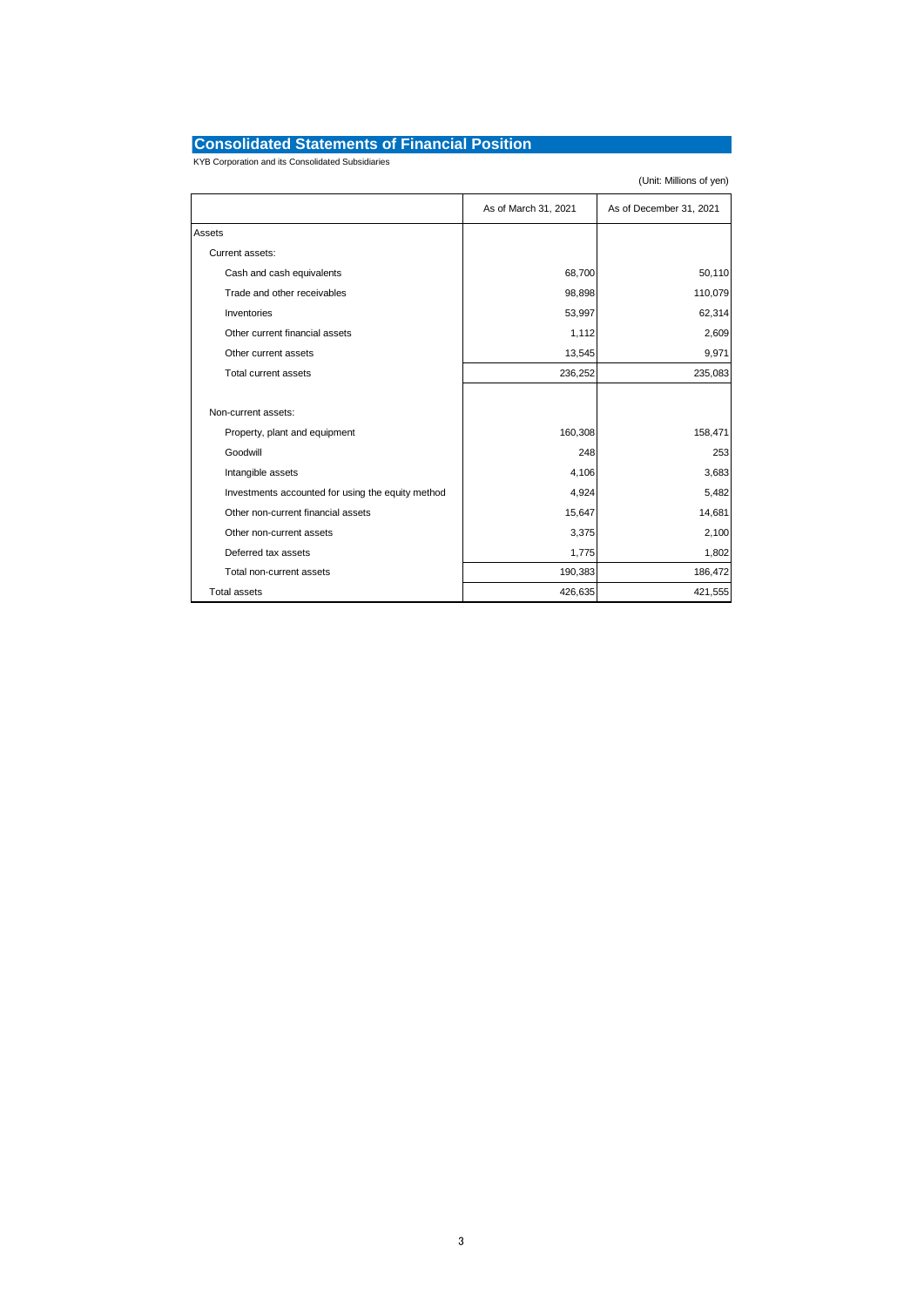## Consolidated Statements of Financial Position

KYB Corporation and its Consolidated Subsidiaries

(Unit: Millions of yen)

| | As of March 31, 2021 | As of December 31, 2021 |
|---|---|---|
| Assets | | |
| Current assets: | | |
| Cash and cash equivalents | 68,700 | 50,110 |
| Trade and other receivables | 98,898 | 110,079 |
| Inventories | 53,997 | 62,314 |
| Other current financial assets | 1,112 | 2,609 |
| Other current assets | 13,545 | 9,971 |
| Total current assets | 236,252 | 235,083 |
| | | |
| Non-current assets: | | |
| Property, plant and equipment | 160,308 | 158,471 |
| Goodwill | 248 | 253 |
| Intangible assets | 4,106 | 3,683 |
| Investments accounted for using the equity method | 4,924 | 5,482 |
| Other non-current financial assets | 15,647 | 14,681 |
| Other non-current assets | 3,375 | 2,100 |
| Deferred tax assets | 1,775 | 1,802 |
| Total non-current assets | 190,383 | 186,472 |
| Total assets | 426,635 | 421,555 |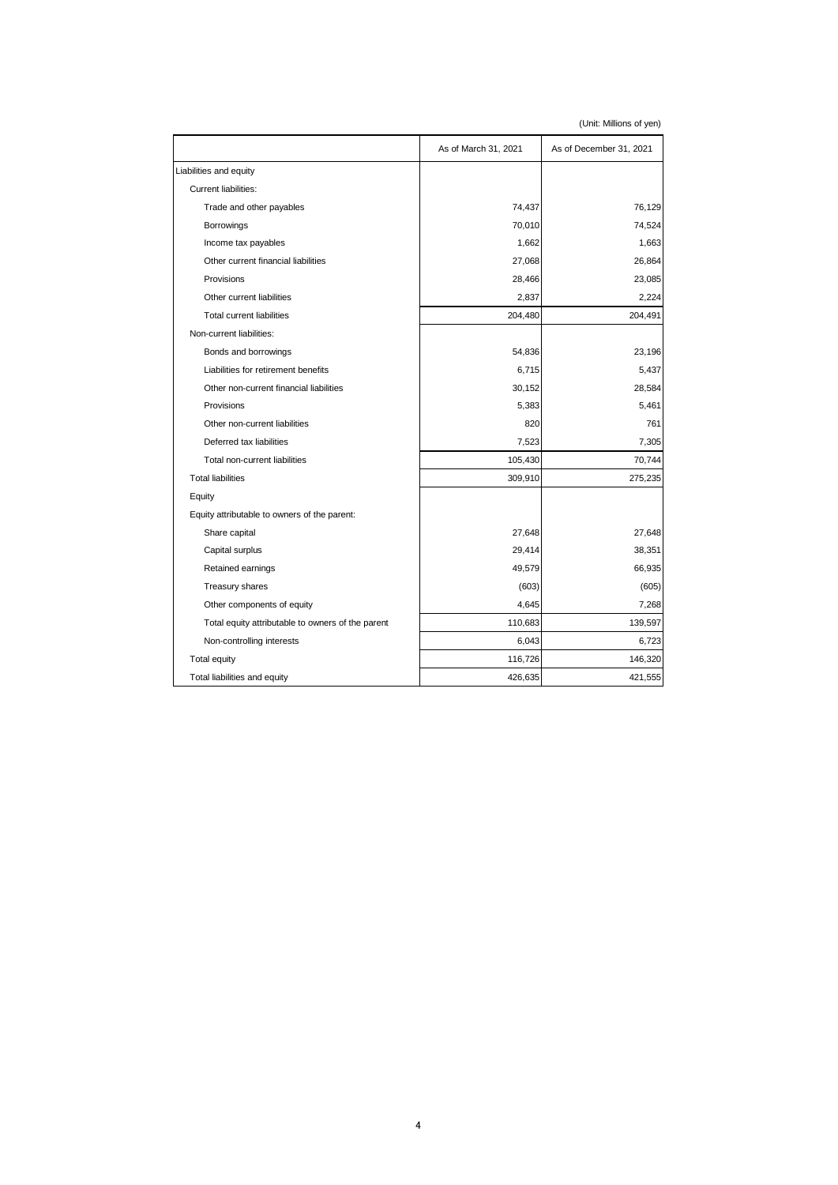(Unit: Millions of yen)

| | As of March 31, 2021 | As of December 31, 2021 |
|---|---|---|
| Liabilities and equity | | |
| Current liabilities: | | |
| Trade and other payables | 74,437 | 76,129 |
| Borrowings | 70,010 | 74,524 |
| Income tax payables | 1,662 | 1,663 |
| Other current financial liabilities | 27,068 | 26,864 |
| Provisions | 28,466 | 23,085 |
| Other current liabilities | 2,837 | 2,224 |
| Total current liabilities | 204,480 | 204,491 |
| Non-current liabilities: | | |
| Bonds and borrowings | 54,836 | 23,196 |
| Liabilities for retirement benefits | 6,715 | 5,437 |
| Other non-current financial liabilities | 30,152 | 28,584 |
| Provisions | 5,383 | 5,461 |
| Other non-current liabilities | 820 | 761 |
| Deferred tax liabilities | 7,523 | 7,305 |
| Total non-current liabilities | 105,430 | 70,744 |
| Total liabilities | 309,910 | 275,235 |
| Equity | | |
| Equity attributable to owners of the parent: | | |
| Share capital | 27,648 | 27,648 |
| Capital surplus | 29,414 | 38,351 |
| Retained earnings | 49,579 | 66,935 |
| Treasury shares | (603) | (605) |
| Other components of equity | 4,645 | 7,268 |
| Total equity attributable to owners of the parent | 110,683 | 139,597 |
| Non-controlling interests | 6,043 | 6,723 |
| Total equity | 116,726 | 146,320 |
| Total liabilities and equity | 426,635 | 421,555 |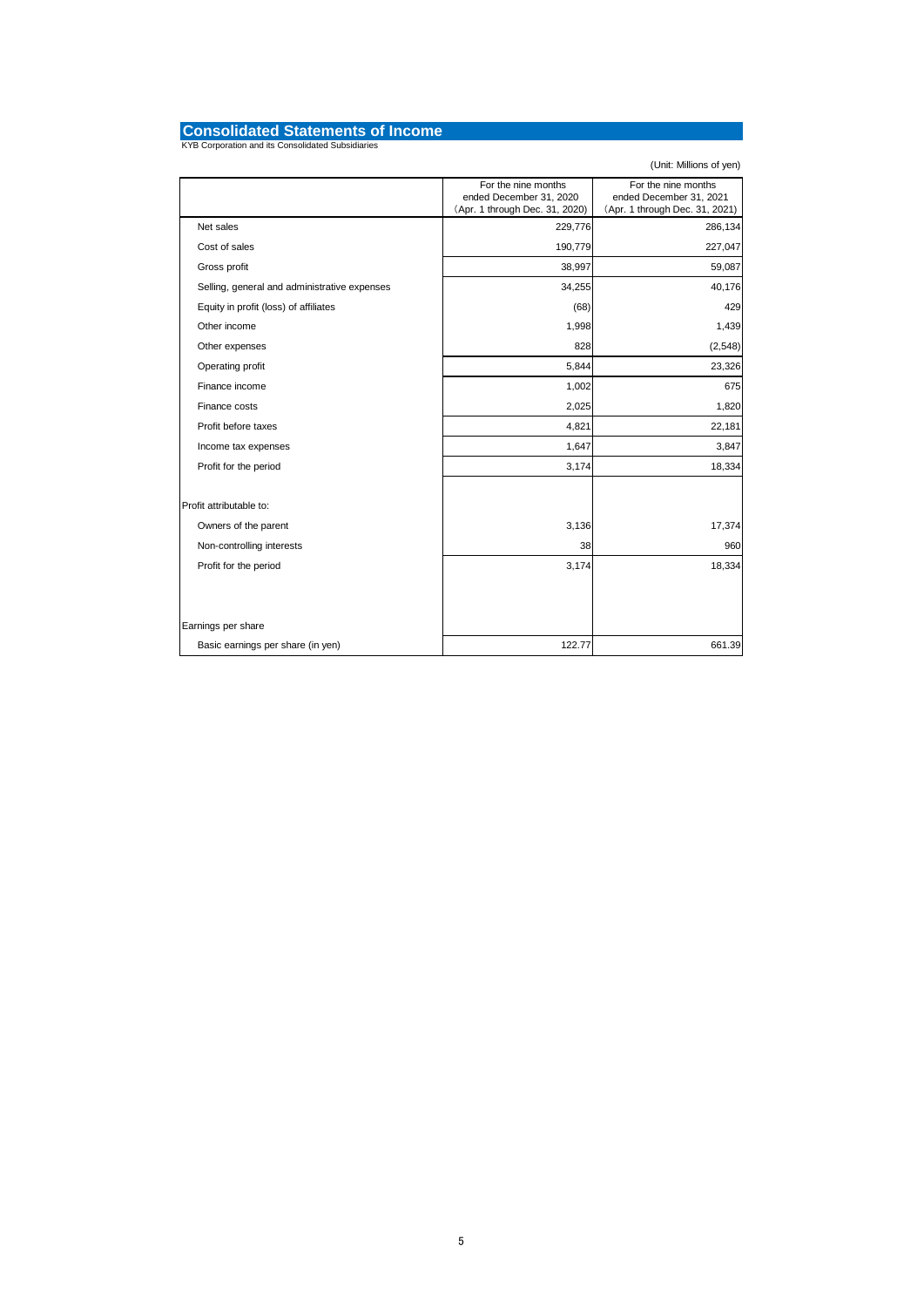# Consolidated Statements of Income

KYB Corporation and its Consolidated Subsidiaries

(Unit: Millions of yen)

| | For the nine months ended December 31, 2020 (Apr. 1 through Dec. 31, 2020) | For the nine months ended December 31, 2021 (Apr. 1 through Dec. 31, 2021) |
|---|---|---|
| Net sales | 229,776 | 286,134 |
| Cost of sales | 190,779 | 227,047 |
| Gross profit | 38,997 | 59,087 |
| Selling, general and administrative expenses | 34,255 | 40,176 |
| Equity in profit (loss) of affiliates | (68) | 429 |
| Other income | 1,998 | 1,439 |
| Other expenses | 828 | (2,548) |
| Operating profit | 5,844 | 23,326 |
| Finance income | 1,002 | 675 |
| Finance costs | 2,025 | 1,820 |
| Profit before taxes | 4,821 | 22,181 |
| Income tax expenses | 1,647 | 3,847 |
| Profit for the period | 3,174 | 18,334 |
| | | |
| Profit attributable to: | | |
| Owners of the parent | 3,136 | 17,374 |
| Non-controlling interests | 38 | 960 |
| Profit for the period | 3,174 | 18,334 |
| | | |
| Earnings per share | | |
| Basic earnings per share (in yen) | 122.77 | 661.39 |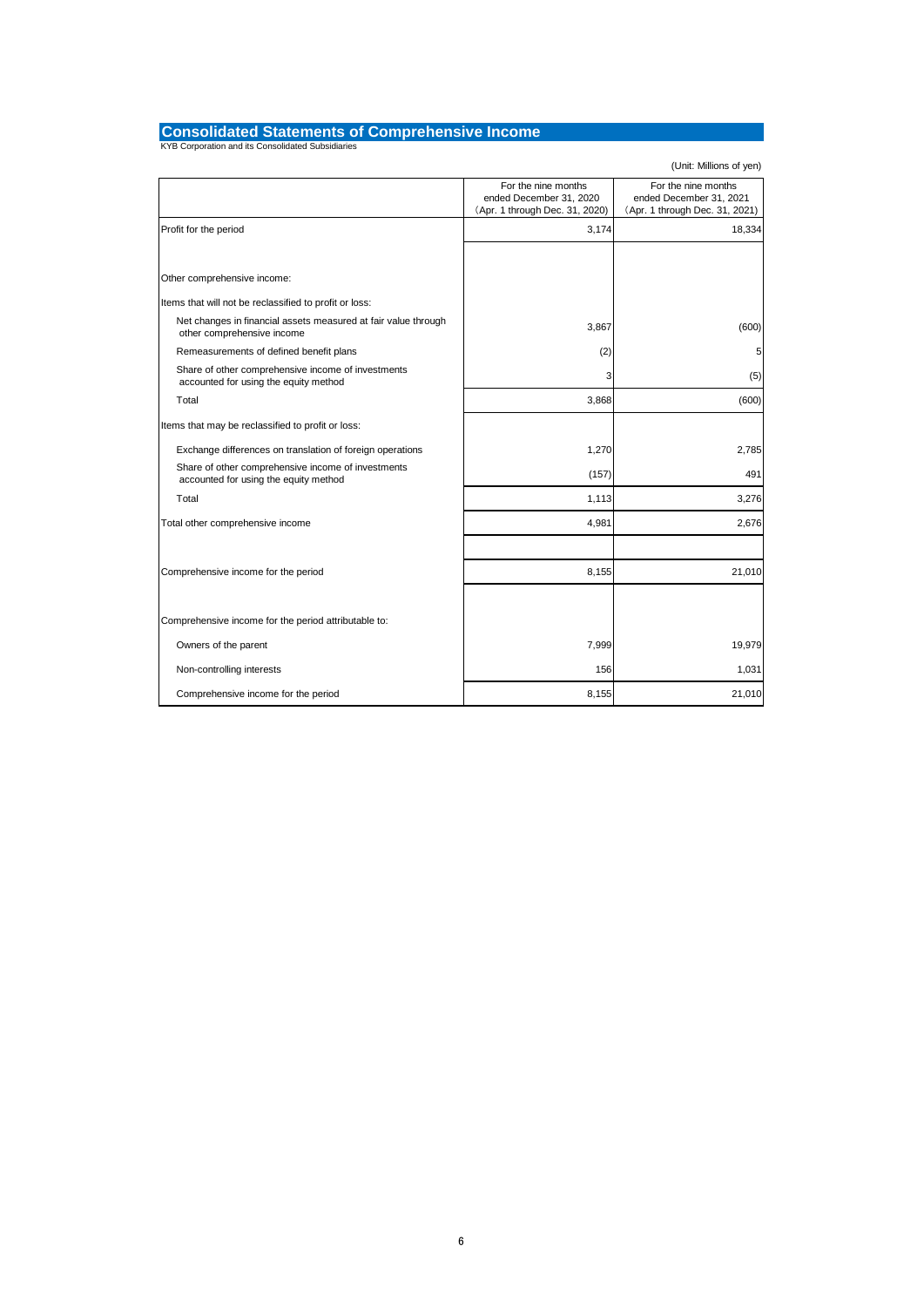# Consolidated Statements of Comprehensive Income

KYB Corporation and its Consolidated Subsidiaries

(Unit: Millions of yen)

| | For the nine months ended December 31, 2020 (Apr. 1 through Dec. 31, 2020) | For the nine months ended December 31, 2021 (Apr. 1 through Dec. 31, 2021) |
|---|---|---|
| Profit for the period | 3,174 | 18,334 |
| Other comprehensive income: | | |
| Items that will not be reclassified to profit or loss: | | |
| Net changes in financial assets measured at fair value through other comprehensive income | 3,867 | (600) |
| Remeasurements of defined benefit plans | (2) | 5 |
| Share of other comprehensive income of investments accounted for using the equity method | 3 | (5) |
| Total | 3,868 | (600) |
| Items that may be reclassified to profit or loss: | | |
| Exchange differences on translation of foreign operations | 1,270 | 2,785 |
| Share of other comprehensive income of investments accounted for using the equity method | (157) | 491 |
| Total | 1,113 | 3,276 |
| Total other comprehensive income | 4,981 | 2,676 |
| Comprehensive income for the period | 8,155 | 21,010 |
| Comprehensive income for the period attributable to: | | |
| Owners of the parent | 7,999 | 19,979 |
| Non-controlling interests | 156 | 1,031 |
| Comprehensive income for the period | 8,155 | 21,010 |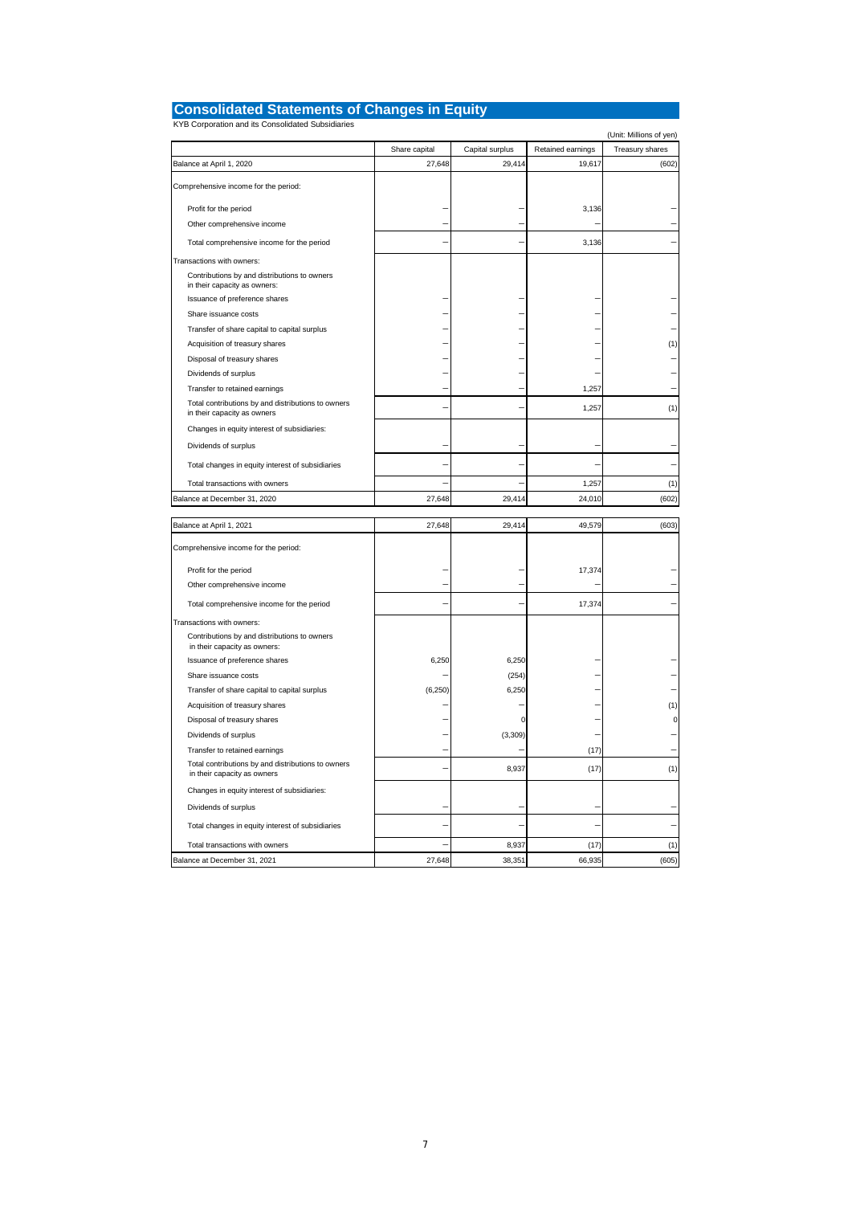# Consolidated Statements of Changes in Equity

KYB Corporation and its Consolidated Subsidiaries

(Unit: Millions of yen)

| | Share capital | Capital surplus | Retained earnings | Treasury shares |
|---|---|---|---|---|
| Balance at April 1, 2020 | 27,648 | 29,414 | 19,617 | (602) |
| Comprehensive income for the period: | | | | |
| Profit for the period | – | – | 3,136 | – |
| Other comprehensive income | – | – | – | – |
| Total comprehensive income for the period | – | – | 3,136 | – |
| Transactions with owners: | | | | |
| Contributions by and distributions to owners in their capacity as owners: | | | | |
| Issuance of preference shares | – | – | – | – |
| Share issuance costs | – | – | – | – |
| Transfer of share capital to capital surplus | – | – | – | – |
| Acquisition of treasury shares | – | – | – | (1) |
| Disposal of treasury shares | – | – | – | – |
| Dividends of surplus | – | – | – | – |
| Transfer to retained earnings | – | – | 1,257 | – |
| Total contributions by and distributions to owners in their capacity as owners | – | – | 1,257 | (1) |
| Changes in equity interest of subsidiaries: | | | | |
| Dividends of surplus | – | – | – | – |
| Total changes in equity interest of subsidiaries | – | – | – | – |
| Total transactions with owners | – | – | 1,257 | (1) |
| Balance at December 31, 2020 | 27,648 | 29,414 | 24,010 | (602) |

| | Share capital | Capital surplus | Retained earnings | Treasury shares |
|---|---|---|---|---|
| Balance at April 1, 2021 | 27,648 | 29,414 | 49,579 | (603) |
| Comprehensive income for the period: | | | | |
| Profit for the period | – | – | 17,374 | – |
| Other comprehensive income | – | – | – | – |
| Total comprehensive income for the period | – | – | 17,374 | – |
| Transactions with owners: | | | | |
| Contributions by and distributions to owners in their capacity as owners: | | | | |
| Issuance of preference shares | 6,250 | 6,250 | – | – |
| Share issuance costs | – | (254) | – | – |
| Transfer of share capital to capital surplus | (6,250) | 6,250 | – | – |
| Acquisition of treasury shares | – | – | – | (1) |
| Disposal of treasury shares | – | 0 | – | 0 |
| Dividends of surplus | – | (3,309) | – | – |
| Transfer to retained earnings | – | – | (17) | – |
| Total contributions by and distributions to owners in their capacity as owners | – | 8,937 | (17) | (1) |
| Changes in equity interest of subsidiaries: | | | | |
| Dividends of surplus | – | – | – | – |
| Total changes in equity interest of subsidiaries | – | – | – | – |
| Total transactions with owners | – | 8,937 | (17) | (1) |
| Balance at December 31, 2021 | 27,648 | 38,351 | 66,935 | (605) |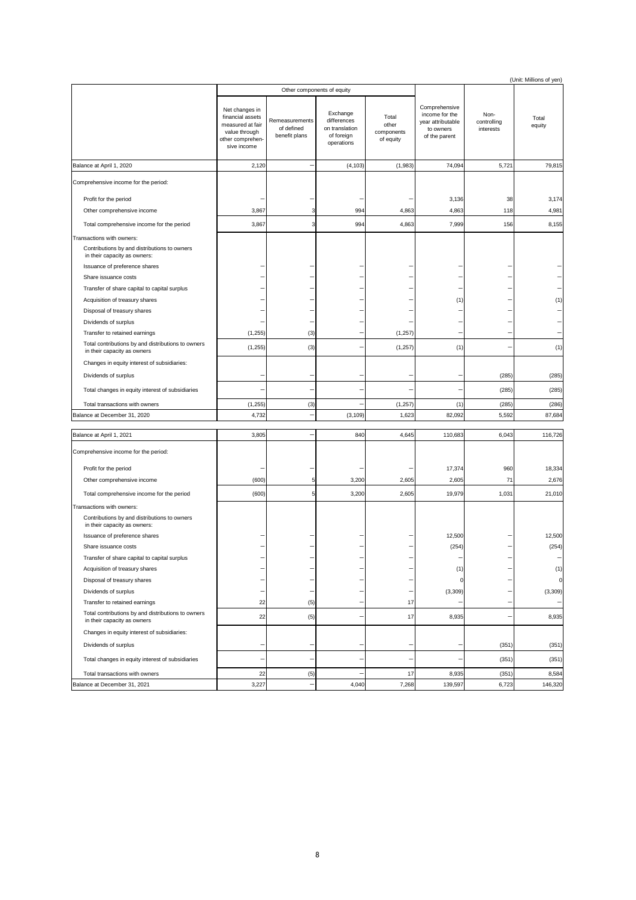(Unit: Millions of yen)

| | Other components of equity | | | | | | |
|---|---|---|---|---|---|---|---|
| | Net changes in financial assets measured at fair value through other comprehensive income | Remeasurements of defined benefit plans | Exchange differences on translation of foreign operations | Total other components of equity | Comprehensive income for the year attributable to owners of the parent | Non-controlling interests | Total equity |
| Balance at April 1, 2020 | 2,120 | – | (4,103) | (1,983) | 74,094 | 5,721 | 79,815 |
| Comprehensive income for the period: | | | | | | | |
| Profit for the period | – | – | – | – | 3,136 | 38 | 3,174 |
| Other comprehensive income | 3,867 | 3 | 994 | 4,863 | 4,863 | 118 | 4,981 |
| Total comprehensive income for the period | 3,867 | 3 | 994 | 4,863 | 7,999 | 156 | 8,155 |
| Transactions with owners: | | | | | | | |
| Contributions by and distributions to owners in their capacity as owners: | | | | | | | |
| Issuance of preference shares | – | – | – | – | – | – | – |
| Share issuance costs | – | – | – | – | – | – | – |
| Transfer of share capital to capital surplus | – | – | – | – | – | – | – |
| Acquisition of treasury shares | – | – | – | – | (1) | – | (1) |
| Disposal of treasury shares | – | – | – | – | – | – | – |
| Dividends of surplus | – | – | – | – | – | – | – |
| Transfer to retained earnings | (1,255) | (3) | – | (1,257) | – | – | – |
| Total contributions by and distributions to owners in their capacity as owners | (1,255) | (3) | – | (1,257) | (1) | – | (1) |
| Changes in equity interest of subsidiaries: | | | | | | | |
| Dividends of surplus | – | – | – | – | – | (285) | (285) |
| Total changes in equity interest of subsidiaries | – | – | – | – | – | (285) | (285) |
| Total transactions with owners | (1,255) | (3) | – | (1,257) | (1) | (285) | (286) |
| Balance at December 31, 2020 | 4,732 | – | (3,109) | 1,623 | 82,092 | 5,592 | 87,684 |

| | Net changes in financial assets measured at fair value through other comprehensive income | Remeasurements of defined benefit plans | Exchange differences on translation of foreign operations | Total other components of equity | Comprehensive income for the year attributable to owners of the parent | Non-controlling interests | Total equity |
|---|---|---|---|---|---|---|---|
| Balance at April 1, 2021 | 3,805 | – | 840 | 4,645 | 110,683 | 6,043 | 116,726 |
| Comprehensive income for the period: | | | | | | | |
| Profit for the period | – | – | – | – | 17,374 | 960 | 18,334 |
| Other comprehensive income | (600) | 5 | 3,200 | 2,605 | 2,605 | 71 | 2,676 |
| Total comprehensive income for the period | (600) | 5 | 3,200 | 2,605 | 19,979 | 1,031 | 21,010 |
| Transactions with owners: | | | | | | | |
| Contributions by and distributions to owners in their capacity as owners: | | | | | | | |
| Issuance of preference shares | – | – | – | – | 12,500 | – | 12,500 |
| Share issuance costs | – | – | – | – | (254) | – | (254) |
| Transfer of share capital to capital surplus | – | – | – | – | – | – | – |
| Acquisition of treasury shares | – | – | – | – | (1) | – | (1) |
| Disposal of treasury shares | – | – | – | – | 0 | – | 0 |
| Dividends of surplus | – | – | – | – | (3,309) | – | (3,309) |
| Transfer to retained earnings | 22 | (5) | – | 17 | – | – | – |
| Total contributions by and distributions to owners in their capacity as owners | 22 | (5) | – | 17 | 8,935 | – | 8,935 |
| Changes in equity interest of subsidiaries: | | | | | | | |
| Dividends of surplus | – | – | – | – | – | (351) | (351) |
| Total changes in equity interest of subsidiaries | – | – | – | – | – | (351) | (351) |
| Total transactions with owners | 22 | (5) | – | 17 | 8,935 | (351) | 8,584 |
| Balance at December 31, 2021 | 3,227 | – | 4,040 | 7,268 | 139,597 | 6,723 | 146,320 |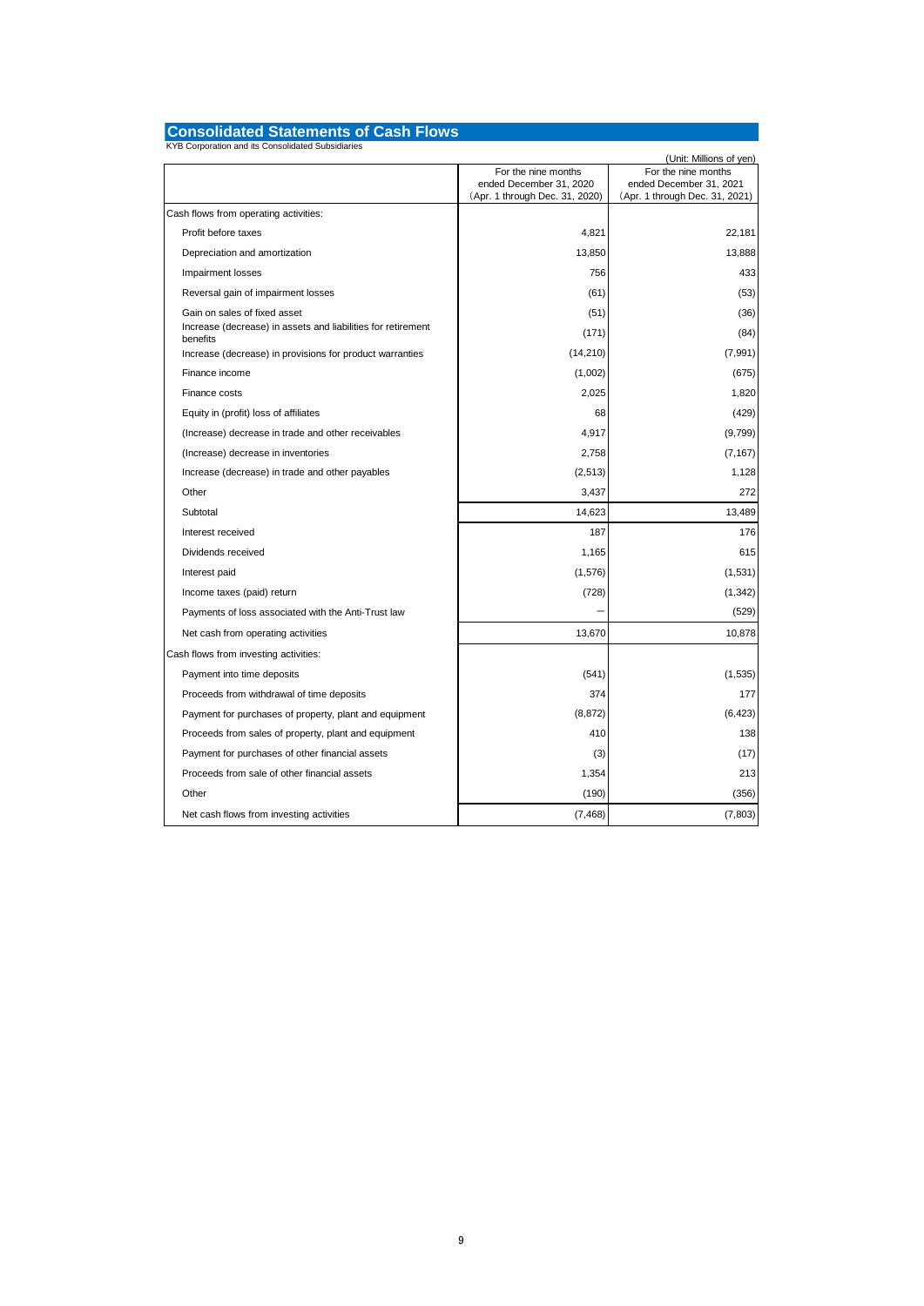# Consolidated Statements of Cash Flows

KYB Corporation and its Consolidated Subsidiaries

(Unit: Millions of yen)

| | For the nine months ended December 31, 2020 (Apr. 1 through Dec. 31, 2020) | For the nine months ended December 31, 2021 (Apr. 1 through Dec. 31, 2021) |
|---|---|---|
| Cash flows from operating activities: | | |
| Profit before taxes | 4,821 | 22,181 |
| Depreciation and amortization | 13,850 | 13,888 |
| Impairment losses | 756 | 433 |
| Reversal gain of impairment losses | (61) | (53) |
| Gain on sales of fixed asset | (51) | (36) |
| Increase (decrease) in assets and liabilities for retirement benefits | (171) | (84) |
| Increase (decrease) in provisions for product warranties | (14,210) | (7,991) |
| Finance income | (1,002) | (675) |
| Finance costs | 2,025 | 1,820 |
| Equity in (profit) loss of affiliates | 68 | (429) |
| (Increase) decrease in trade and other receivables | 4,917 | (9,799) |
| (Increase) decrease in inventories | 2,758 | (7,167) |
| Increase (decrease) in trade and other payables | (2,513) | 1,128 |
| Other | 3,437 | 272 |
| Subtotal | 14,623 | 13,489 |
| Interest received | 187 | 176 |
| Dividends received | 1,165 | 615 |
| Interest paid | (1,576) | (1,531) |
| Income taxes (paid) return | (728) | (1,342) |
| Payments of loss associated with the Anti-Trust law | − | (529) |
| Net cash from operating activities | 13,670 | 10,878 |
| Cash flows from investing activities: | | |
| Payment into time deposits | (541) | (1,535) |
| Proceeds from withdrawal of time deposits | 374 | 177 |
| Payment for purchases of property, plant and equipment | (8,872) | (6,423) |
| Proceeds from sales of property, plant and equipment | 410 | 138 |
| Payment for purchases of other financial assets | (3) | (17) |
| Proceeds from sale of other financial assets | 1,354 | 213 |
| Other | (190) | (356) |
| Net cash flows from investing activities | (7,468) | (7,803) |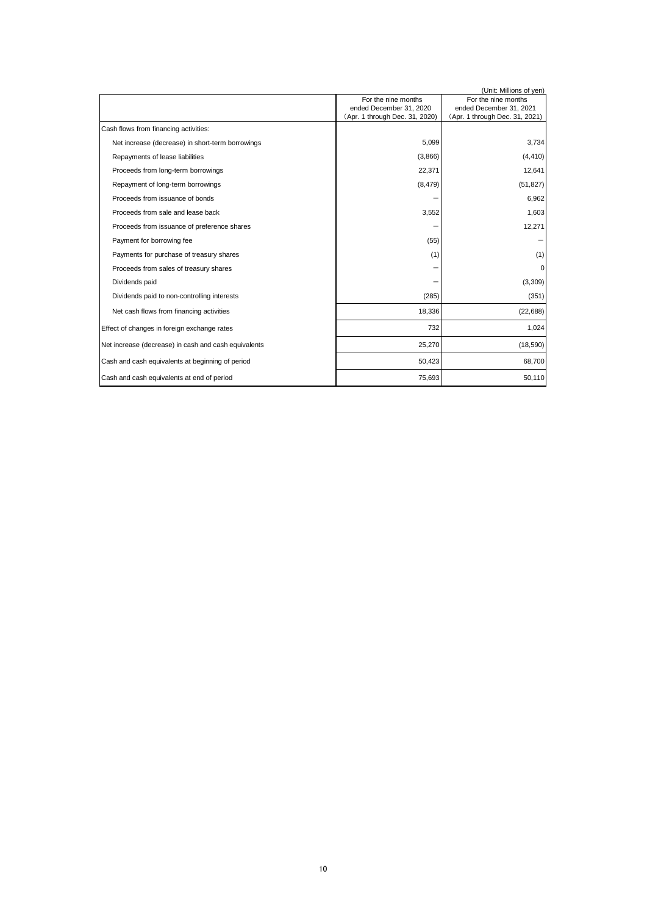(Unit: Millions of yen)

| | For the nine months ended December 31, 2020 (Apr. 1 through Dec. 31, 2020) | For the nine months ended December 31, 2021 (Apr. 1 through Dec. 31, 2021) |
|---|---|---|
| Cash flows from financing activities: | | |
| Net increase (decrease) in short-term borrowings | 5,099 | 3,734 |
| Repayments of lease liabilities | (3,866) | (4,410) |
| Proceeds from long-term borrowings | 22,371 | 12,641 |
| Repayment of long-term borrowings | (8,479) | (51,827) |
| Proceeds from issuance of bonds | — | 6,962 |
| Proceeds from sale and lease back | 3,552 | 1,603 |
| Proceeds from issuance of preference shares | — | 12,271 |
| Payment for borrowing fee | (55) | — |
| Payments for purchase of treasury shares | (1) | (1) |
| Proceeds from sales of treasury shares | — | 0 |
| Dividends paid | — | (3,309) |
| Dividends paid to non-controlling interests | (285) | (351) |
| Net cash flows from financing activities | 18,336 | (22,688) |
| Effect of changes in foreign exchange rates | 732 | 1,024 |
| Net increase (decrease) in cash and cash equivalents | 25,270 | (18,590) |
| Cash and cash equivalents at beginning of period | 50,423 | 68,700 |
| Cash and cash equivalents at end of period | 75,693 | 50,110 |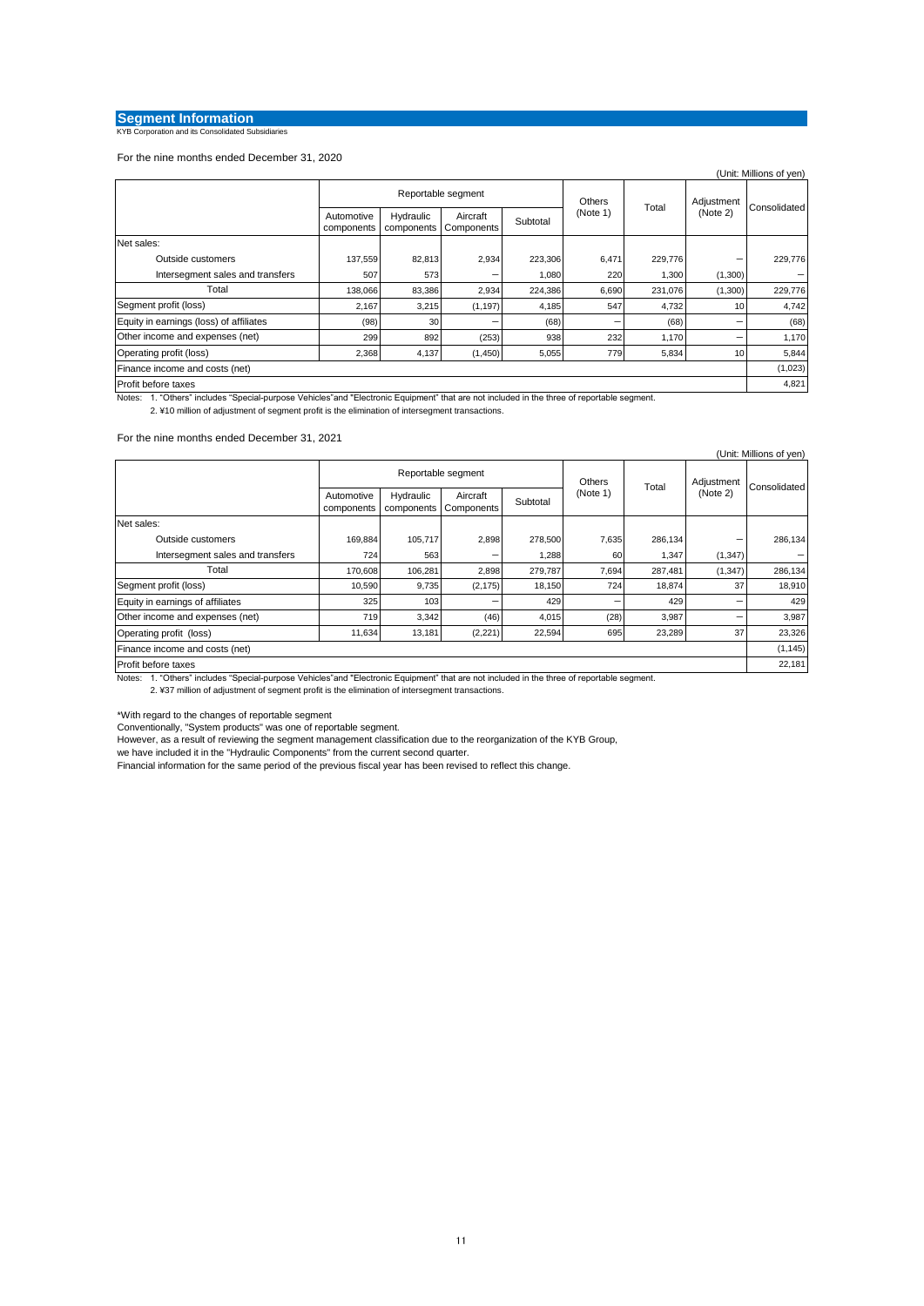## Segment Information

KYB Corporation and its Consolidated Subsidiaries

For the nine months ended December 31, 2020

(Unit: Millions of yen)

| | Reportable segment | | | | Others (Note 1) | Total | Adjustment (Note 2) | Consolidated |
|---|---|---|---|---|---|---|---|---|
| | Automotive components | Hydraulic components | Aircraft Components | Subtotal | | | | |
| Net sales: | | | | | | | | |
| Outside customers | 137,559 | 82,813 | 2,934 | 223,306 | 6,471 | 229,776 | – | 229,776 |
| Intersegment sales and transfers | 507 | 573 | – | 1,080 | 220 | 1,300 | (1,300) | – |
| Total | 138,066 | 83,386 | 2,934 | 224,386 | 6,690 | 231,076 | (1,300) | 229,776 |
| Segment profit (loss) | 2,167 | 3,215 | (1,197) | 4,185 | 547 | 4,732 | 10 | 4,742 |
| Equity in earnings (loss) of affiliates | (98) | 30 | – | (68) | – | (68) | – | (68) |
| Other income and expenses (net) | 299 | 892 | (253) | 938 | 232 | 1,170 | – | 1,170 |
| Operating profit (loss) | 2,368 | 4,137 | (1,450) | 5,055 | 779 | 5,834 | 10 | 5,844 |
| Finance income and costs (net) | | | | | | | | (1,023) |
| Profit before taxes | | | | | | | | 4,821 |

Notes: 1. "Others" includes "Special-purpose Vehicles"and "Electronic Equipment" that are not included in the three of reportable segment.
2. ¥10 million of adjustment of segment profit is the elimination of intersegment transactions.

For the nine months ended December 31, 2021

(Unit: Millions of yen)

| | Reportable segment | | | | Others (Note 1) | Total | Adjustment (Note 2) | Consolidated |
|---|---|---|---|---|---|---|---|---|
| | Automotive components | Hydraulic components | Aircraft Components | Subtotal | | | | |
| Net sales: | | | | | | | | |
| Outside customers | 169,884 | 105,717 | 2,898 | 278,500 | 7,635 | 286,134 | – | 286,134 |
| Intersegment sales and transfers | 724 | 563 | – | 1,288 | 60 | 1,347 | (1,347) | – |
| Total | 170,608 | 106,281 | 2,898 | 279,787 | 7,694 | 287,481 | (1,347) | 286,134 |
| Segment profit (loss) | 10,590 | 9,735 | (2,175) | 18,150 | 724 | 18,874 | 37 | 18,910 |
| Equity in earnings of affiliates | 325 | 103 | – | 429 | – | 429 | – | 429 |
| Other income and expenses (net) | 719 | 3,342 | (46) | 4,015 | (28) | 3,987 | – | 3,987 |
| Operating profit (loss) | 11,634 | 13,181 | (2,221) | 22,594 | 695 | 23,289 | 37 | 23,326 |
| Finance income and costs (net) | | | | | | | | (1,145) |
| Profit before taxes | | | | | | | | 22,181 |

Notes: 1. "Others" includes "Special-purpose Vehicles"and "Electronic Equipment" that are not included in the three of reportable segment.
2. ¥37 million of adjustment of segment profit is the elimination of intersegment transactions.

*With regard to the changes of reportable segment
Conventionally, "System products" was one of reportable segment.
However, as a result of reviewing the segment management classification due to the reorganization of the KYB Group,
we have included it in the "Hydraulic Components" from the current second quarter.
Financial information for the same period of the previous fiscal year has been revised to reflect this change.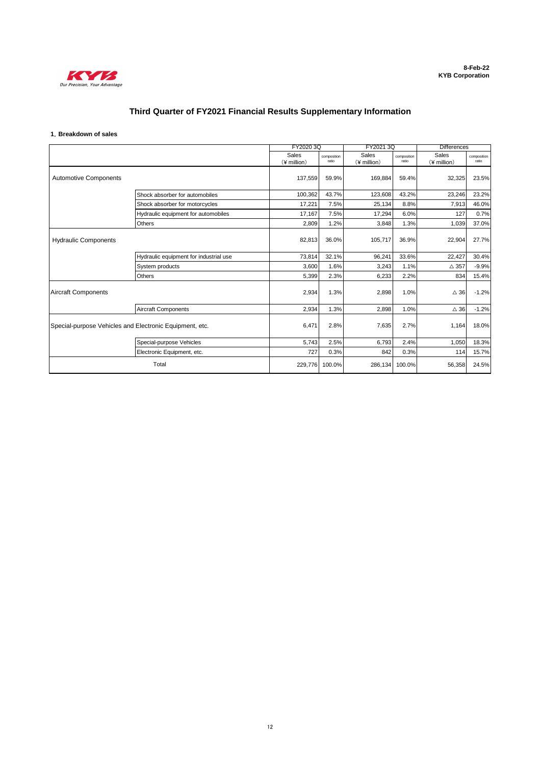8-Feb-22
**KYB Corporation**

# Third Quarter of FY2021 Financial Results Supplementary Information

### 1. Breakdown of sales

| | | FY2020 3Q | | FY2021 3Q | | Differences | |
|---|---|---|---|---|---|---|---|
| | | Sales (¥ million) | composition ratio | Sales (¥ million) | composition ratio | Sales (¥ million) | composition ratio |
| Automotive Components | | 137,559 | 59.9% | 169,884 | 59.4% | 32,325 | 23.5% |
| | Shock absorber for automobiles | 100,362 | 43.7% | 123,608 | 43.2% | 23,246 | 23.2% |
| | Shock absorber for motorcycles | 17,221 | 7.5% | 25,134 | 8.8% | 7,913 | 46.0% |
| | Hydraulic equipment for automobiles | 17,167 | 7.5% | 17,294 | 6.0% | 127 | 0.7% |
| | Others | 2,809 | 1.2% | 3,848 | 1.3% | 1,039 | 37.0% |
| Hydraulic Components | | 82,813 | 36.0% | 105,717 | 36.9% | 22,904 | 27.7% |
| | Hydraulic equipment for industrial use | 73,814 | 32.1% | 96,241 | 33.6% | 22,427 | 30.4% |
| | System products | 3,600 | 1.6% | 3,243 | 1.1% | △ 357 | -9.9% |
| | Others | 5,399 | 2.3% | 6,233 | 2.2% | 834 | 15.4% |
| Aircraft Components | | 2,934 | 1.3% | 2,898 | 1.0% | △ 36 | -1.2% |
| | Aircraft Components | 2,934 | 1.3% | 2,898 | 1.0% | △ 36 | -1.2% |
| Special-purpose Vehicles and Electronic Equipment, etc. | | 6,471 | 2.8% | 7,635 | 2.7% | 1,164 | 18.0% |
| | Special-purpose Vehicles | 5,743 | 2.5% | 6,793 | 2.4% | 1,050 | 18.3% |
| | Electronic Equipment, etc. | 727 | 0.3% | 842 | 0.3% | 114 | 15.7% |
| Total | | 229,776 | 100.0% | 286,134 | 100.0% | 56,358 | 24.5% |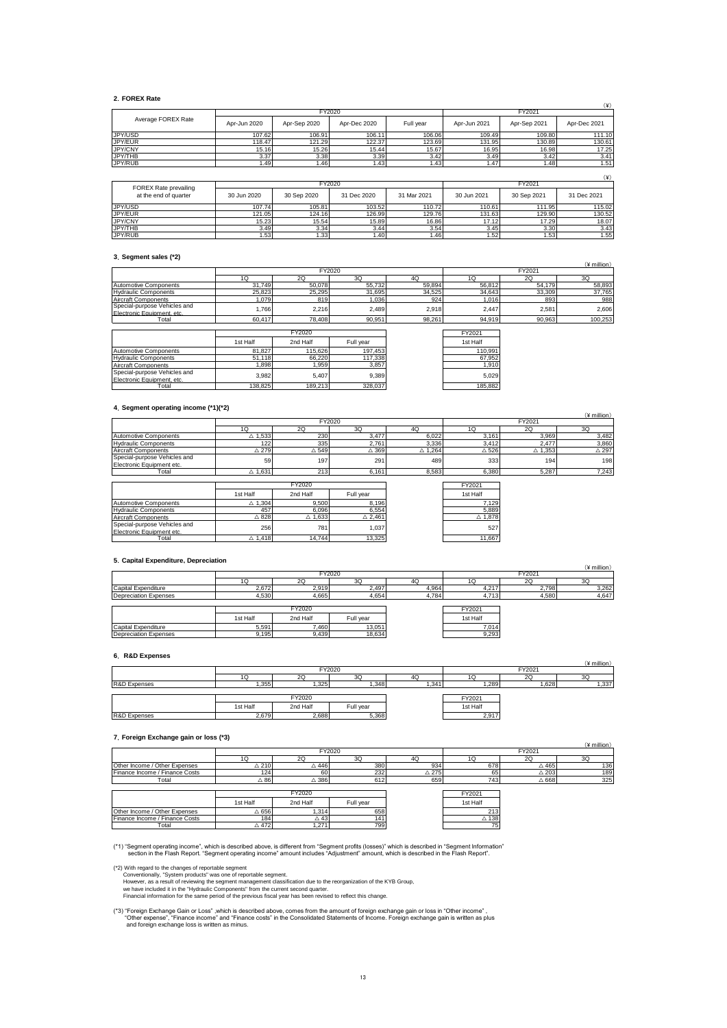## 2. FOREX Rate

(¥)

| Average FOREX Rate | FY2020 | | | | FY2021 | | |
|---|---|---|---|---|---|---|---|
| | Apr-Jun 2020 | Apr-Sep 2020 | Apr-Dec 2020 | Full year | Apr-Jun 2021 | Apr-Sep 2021 | Apr-Dec 2021 |
| JPY/USD | 107.62 | 106.91 | 106.11 | 106.06 | 109.49 | 109.80 | 111.10 |
| JPY/EUR | 118.47 | 121.29 | 122.37 | 123.69 | 131.95 | 130.89 | 130.61 |
| JPY/CNY | 15.16 | 15.26 | 15.44 | 15.67 | 16.95 | 16.98 | 17.25 |
| JPY/THB | 3.37 | 3.38 | 3.39 | 3.42 | 3.49 | 3.42 | 3.41 |
| JPY/RUB | 1.49 | 1.46 | 1.43 | 1.43 | 1.47 | 1.48 | 1.51 |

(¥)

| FOREX Rate prevailing at the end of quarter | FY2020 | | | | FY2021 | | |
|---|---|---|---|---|---|---|---|
| | 30 Jun 2020 | 30 Sep 2020 | 31 Dec 2020 | 31 Mar 2021 | 30 Jun 2021 | 30 Sep 2021 | 31 Dec 2021 |
| JPY/USD | 107.74 | 105.81 | 103.52 | 110.72 | 110.61 | 111.95 | 115.02 |
| JPY/EUR | 121.05 | 124.16 | 126.99 | 129.76 | 131.63 | 129.90 | 130.52 |
| JPY/CNY | 15.23 | 15.54 | 15.89 | 16.86 | 17.12 | 17.29 | 18.07 |
| JPY/THB | 3.49 | 3.34 | 3.44 | 3.54 | 3.45 | 3.30 | 3.43 |
| JPY/RUB | 1.53 | 1.33 | 1.40 | 1.46 | 1.52 | 1.53 | 1.55 |

## 3. Segment sales (*2)

(¥ million)

| | FY2020 | | | | FY2021 | | |
|---|---|---|---|---|---|---|---|
| | 1Q | 2Q | 3Q | 4Q | 1Q | 2Q | 3Q |
| Automotive Components | 31,749 | 50,078 | 55,732 | 59,894 | 56,812 | 54,179 | 58,893 |
| Hydraulic Components | 25,823 | 25,295 | 31,695 | 34,525 | 34,643 | 33,309 | 37,765 |
| Aircraft Components | 1,079 | 819 | 1,036 | 924 | 1,016 | 893 | 988 |
| Special-purpose Vehicles and Electronic Equipment, etc. | 1,766 | 2,216 | 2,489 | 2,918 | 2,447 | 2,581 | 2,606 |
| Total | 60,417 | 78,408 | 90,951 | 98,261 | 94,919 | 90,963 | 100,253 |

| | FY2020 | | | FY2021 |
|---|---|---|---|---|
| | 1st Half | 2nd Half | Full year | 1st Half |
| Automotive Components | 81,827 | 115,626 | 197,453 | 110,991 |
| Hydraulic Components | 51,118 | 66,220 | 117,338 | 67,952 |
| Aircraft Components | 1,898 | 1,959 | 3,857 | 1,910 |
| Special-purpose Vehicles and Electronic Equipment, etc. | 3,982 | 5,407 | 9,389 | 5,029 |
| Total | 138,825 | 189,213 | 328,037 | 185,882 |

## 4. Segment operating income (*1)(*2)

(¥ million)

| | FY2020 | | | | FY2021 | | |
|---|---|---|---|---|---|---|---|
| | 1Q | 2Q | 3Q | 4Q | 1Q | 2Q | 3Q |
| Automotive Components | △ 1,533 | 230 | 3,477 | 6,022 | 3,161 | 3,969 | 3,482 |
| Hydraulic Components | 122 | 335 | 2,761 | 3,336 | 3,412 | 2,477 | 3,860 |
| Aircraft Components | △ 279 | △ 549 | △ 369 | △ 1,264 | △ 526 | △ 1,353 | △ 297 |
| Special-purpose Vehicles and Electronic Equipment etc. | 59 | 197 | 291 | 489 | 333 | 194 | 198 |
| Total | △ 1,631 | 213 | 6,161 | 8,583 | 6,380 | 5,287 | 7,243 |

| | FY2020 | | | FY2021 |
|---|---|---|---|---|
| | 1st Half | 2nd Half | Full year | 1st Half |
| Automotive Components | △ 1,304 | 9,500 | 8,196 | 7,129 |
| Hydraulic Components | 457 | 6,096 | 6,554 | 5,889 |
| Aircraft Components | △ 828 | △ 1,633 | △ 2,461 | △ 1,878 |
| Special-purpose Vehicles and Electronic Equipment etc. | 256 | 781 | 1,037 | 527 |
| Total | △ 1,418 | 14,744 | 13,325 | 11,667 |

## 5. Capital Expenditure, Depreciation

(¥ million)

| | FY2020 | | | | FY2021 | | |
|---|---|---|---|---|---|---|---|
| | 1Q | 2Q | 3Q | 4Q | 1Q | 2Q | 3Q |
| Capital Expenditure | 2,672 | 2,919 | 2,497 | 4,964 | 4,217 | 2,798 | 3,262 |
| Depreciation Expenses | 4,530 | 4,665 | 4,654 | 4,784 | 4,713 | 4,580 | 4,647 |

| | FY2020 | | | FY2021 |
|---|---|---|---|---|
| | 1st Half | 2nd Half | Full year | 1st Half |
| Capital Expenditure | 5,591 | 7,460 | 13,051 | 7,014 |
| Depreciation Expenses | 9,195 | 9,439 | 18,634 | 9,293 |

## 6. R&D Expenses

(¥ million)

| | FY2020 | | | | FY2021 | | |
|---|---|---|---|---|---|---|---|
| | 1Q | 2Q | 3Q | 4Q | 1Q | 2Q | 3Q |
| R&D Expenses | 1,355 | 1,325 | 1,348 | 1,341 | 1,289 | 1,628 | 1,337 |

| | FY2020 | | | FY2021 |
|---|---|---|---|---|
| | 1st Half | 2nd Half | Full year | 1st Half |
| R&D Expenses | 2,679 | 2,688 | 5,368 | 2,917 |

## 7. Foreign Exchange gain or loss (*3)

(¥ million)

| | FY2020 | | | | FY2021 | | |
|---|---|---|---|---|---|---|---|
| | 1Q | 2Q | 3Q | 4Q | 1Q | 2Q | 3Q |
| Other Income / Other Expenses | △ 210 | △ 446 | 380 | 934 | 678 | △ 465 | 136 |
| Finance Income / Finance Costs | 124 | 60 | 232 | △ 275 | 65 | △ 203 | 189 |
| Total | △ 86 | △ 386 | 612 | 659 | 743 | △ 668 | 325 |

| | FY2020 | | | FY2021 |
|---|---|---|---|---|
| | 1st Half | 2nd Half | Full year | 1st Half |
| Other Income / Other Expenses | △ 656 | 1,314 | 658 | 213 |
| Finance Income / Finance Costs | 184 | △ 43 | 141 | △ 138 |
| Total | △ 472 | 1,271 | 799 | 75 |

(*1) "Segment operating income", which is described above, is different from "Segment profits (losses)" which is described in "Segment Information" section in the Flash Report. "Segment operating income" amount includes "Adjustment" amount, which is described in the Flash Report".

(*2) With regard to the changes of reportable segment
Conventionally, "System products" was one of reportable segment.
However, as a result of reviewing the segment management classification due to the reorganization of the KYB Group,
we have included it in the "Hydraulic Components" from the current second quarter.
Financial information for the same period of the previous fiscal year has been revised to reflect this change.

(*3) "Foreign Exchange Gain or Loss" ,which is described above, comes from the amount of foreign exchange gain or loss in "Other income" , "Other expense", "Finance income" and "Finance costs" in the Consolidated Statements of Income. Foreign exchange gain is written as plus and foreign exchange loss is written as minus.